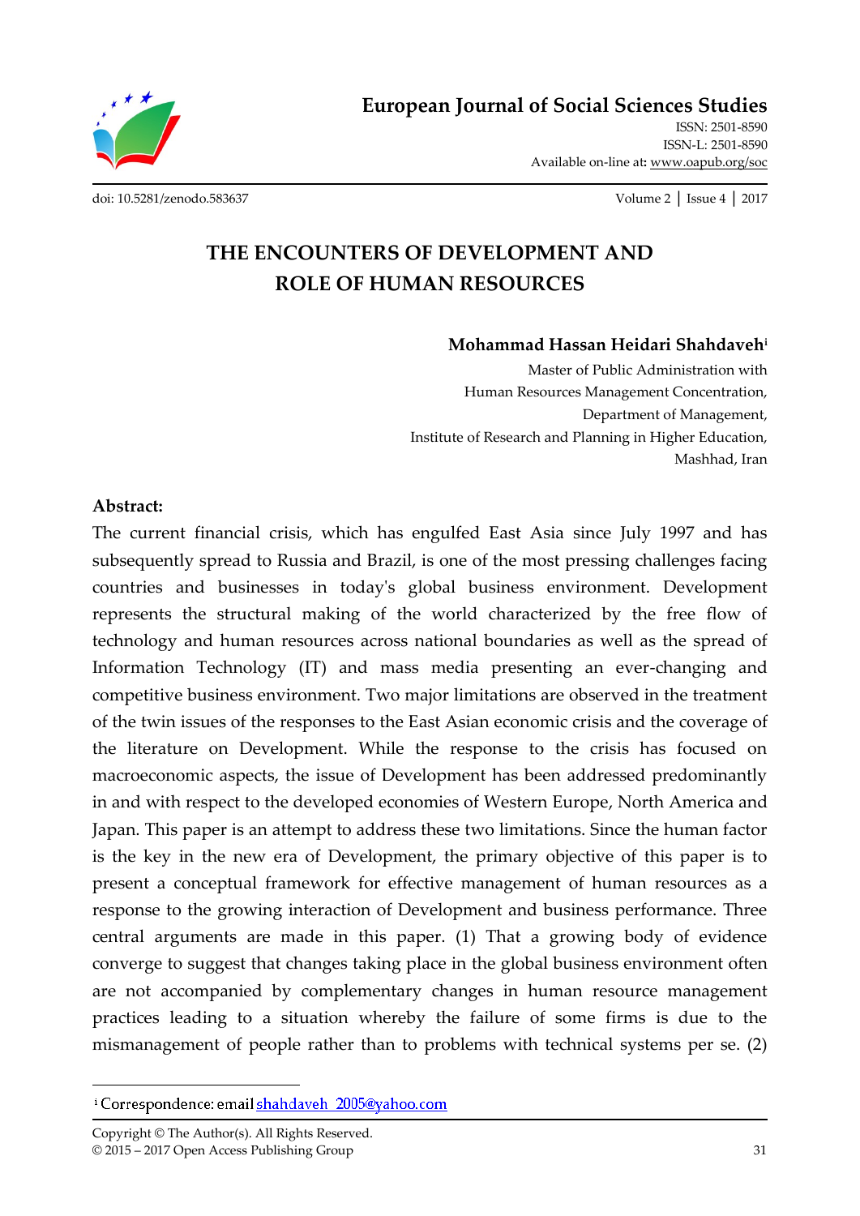# THE ENCOUNTERS OF DEVELOPMENT AND ROLE OF HUMAN RESOURCES

**Mohammad Hassan Heidari Shahdaveh**[i]

Master of Public Administration with
Human Resources Management Concentration,
Department of Management,
Institute of Research and Planning in Higher Education,
Mashhad, Iran

**Abstract:**

The current financial crisis, which has engulfed East Asia since July 1997 and has subsequently spread to Russia and Brazil, is one of the most pressing challenges facing countries and businesses in today's global business environment. Development represents the structural making of the world characterized by the free flow of technology and human resources across national boundaries as well as the spread of Information Technology (IT) and mass media presenting an ever-changing and competitive business environment. Two major limitations are observed in the treatment of the twin issues of the responses to the East Asian economic crisis and the coverage of the literature on Development. While the response to the crisis has focused on macroeconomic aspects, the issue of Development has been addressed predominantly in and with respect to the developed economies of Western Europe, North America and Japan. This paper is an attempt to address these two limitations. Since the human factor is the key in the new era of Development, the primary objective of this paper is to present a conceptual framework for effective management of human resources as a response to the growing interaction of Development and business performance. Three central arguments are made in this paper. (1) That a growing body of evidence converge to suggest that changes taking place in the global business environment often are not accompanied by complementary changes in human resource management practices leading to a situation whereby the failure of some firms is due to the mismanagement of people rather than to problems with technical systems per se. (2)

---

[i] Correspondence: email shahdaveh_2005@yahoo.com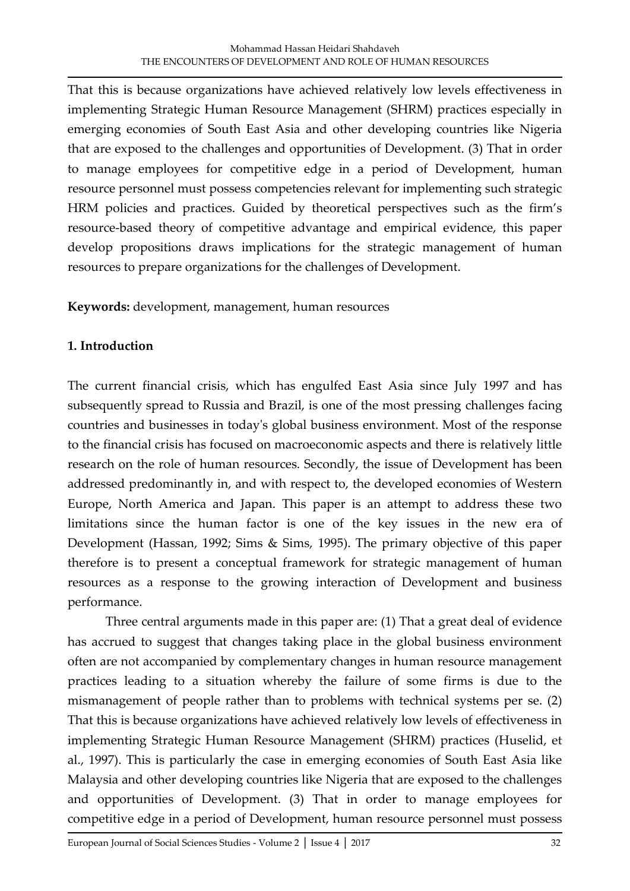That this is because organizations have achieved relatively low levels effectiveness in implementing Strategic Human Resource Management (SHRM) practices especially in emerging economies of South East Asia and other developing countries like Nigeria that are exposed to the challenges and opportunities of Development. (3) That in order to manage employees for competitive edge in a period of Development, human resource personnel must possess competencies relevant for implementing such strategic HRM policies and practices. Guided by theoretical perspectives such as the firm's resource-based theory of competitive advantage and empirical evidence, this paper develop propositions draws implications for the strategic management of human resources to prepare organizations for the challenges of Development.

**Keywords:** development, management, human resources

## 1. Introduction

The current financial crisis, which has engulfed East Asia since July 1997 and has subsequently spread to Russia and Brazil, is one of the most pressing challenges facing countries and businesses in today's global business environment. Most of the response to the financial crisis has focused on macroeconomic aspects and there is relatively little research on the role of human resources. Secondly, the issue of Development has been addressed predominantly in, and with respect to, the developed economies of Western Europe, North America and Japan. This paper is an attempt to address these two limitations since the human factor is one of the key issues in the new era of Development (Hassan, 1992; Sims & Sims, 1995). The primary objective of this paper therefore is to present a conceptual framework for strategic management of human resources as a response to the growing interaction of Development and business performance.

Three central arguments made in this paper are: (1) That a great deal of evidence has accrued to suggest that changes taking place in the global business environment often are not accompanied by complementary changes in human resource management practices leading to a situation whereby the failure of some firms is due to the mismanagement of people rather than to problems with technical systems per se. (2) That this is because organizations have achieved relatively low levels of effectiveness in implementing Strategic Human Resource Management (SHRM) practices (Huselid, et al., 1997). This is particularly the case in emerging economies of South East Asia like Malaysia and other developing countries like Nigeria that are exposed to the challenges and opportunities of Development. (3) That in order to manage employees for competitive edge in a period of Development, human resource personnel must possess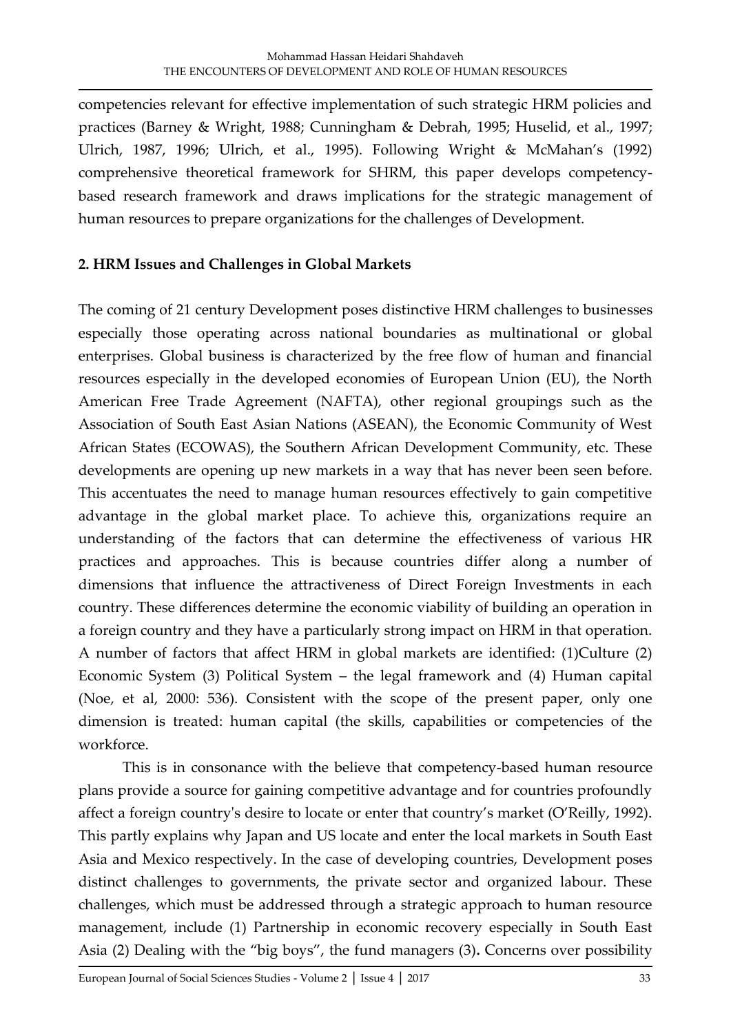competencies relevant for effective implementation of such strategic HRM policies and practices (Barney & Wright, 1988; Cunningham & Debrah, 1995; Huselid, et al., 1997; Ulrich, 1987, 1996; Ulrich, et al., 1995). Following Wright & McMahan's (1992) comprehensive theoretical framework for SHRM, this paper develops competency-based research framework and draws implications for the strategic management of human resources to prepare organizations for the challenges of Development.

## 2. HRM Issues and Challenges in Global Markets

The coming of 21 century Development poses distinctive HRM challenges to businesses especially those operating across national boundaries as multinational or global enterprises. Global business is characterized by the free flow of human and financial resources especially in the developed economies of European Union (EU), the North American Free Trade Agreement (NAFTA), other regional groupings such as the Association of South East Asian Nations (ASEAN), the Economic Community of West African States (ECOWAS), the Southern African Development Community, etc. These developments are opening up new markets in a way that has never been seen before. This accentuates the need to manage human resources effectively to gain competitive advantage in the global market place. To achieve this, organizations require an understanding of the factors that can determine the effectiveness of various HR practices and approaches. This is because countries differ along a number of dimensions that influence the attractiveness of Direct Foreign Investments in each country. These differences determine the economic viability of building an operation in a foreign country and they have a particularly strong impact on HRM in that operation. A number of factors that affect HRM in global markets are identified: (1)Culture (2) Economic System (3) Political System – the legal framework and (4) Human capital (Noe, et al, 2000: 536). Consistent with the scope of the present paper, only one dimension is treated: human capital (the skills, capabilities or competencies of the workforce.

This is in consonance with the believe that competency-based human resource plans provide a source for gaining competitive advantage and for countries profoundly affect a foreign country's desire to locate or enter that country's market (O'Reilly, 1992). This partly explains why Japan and US locate and enter the local markets in South East Asia and Mexico respectively. In the case of developing countries, Development poses distinct challenges to governments, the private sector and organized labour. These challenges, which must be addressed through a strategic approach to human resource management, include (1) Partnership in economic recovery especially in South East Asia (2) Dealing with the "big boys", the fund managers (3)**.** Concerns over possibility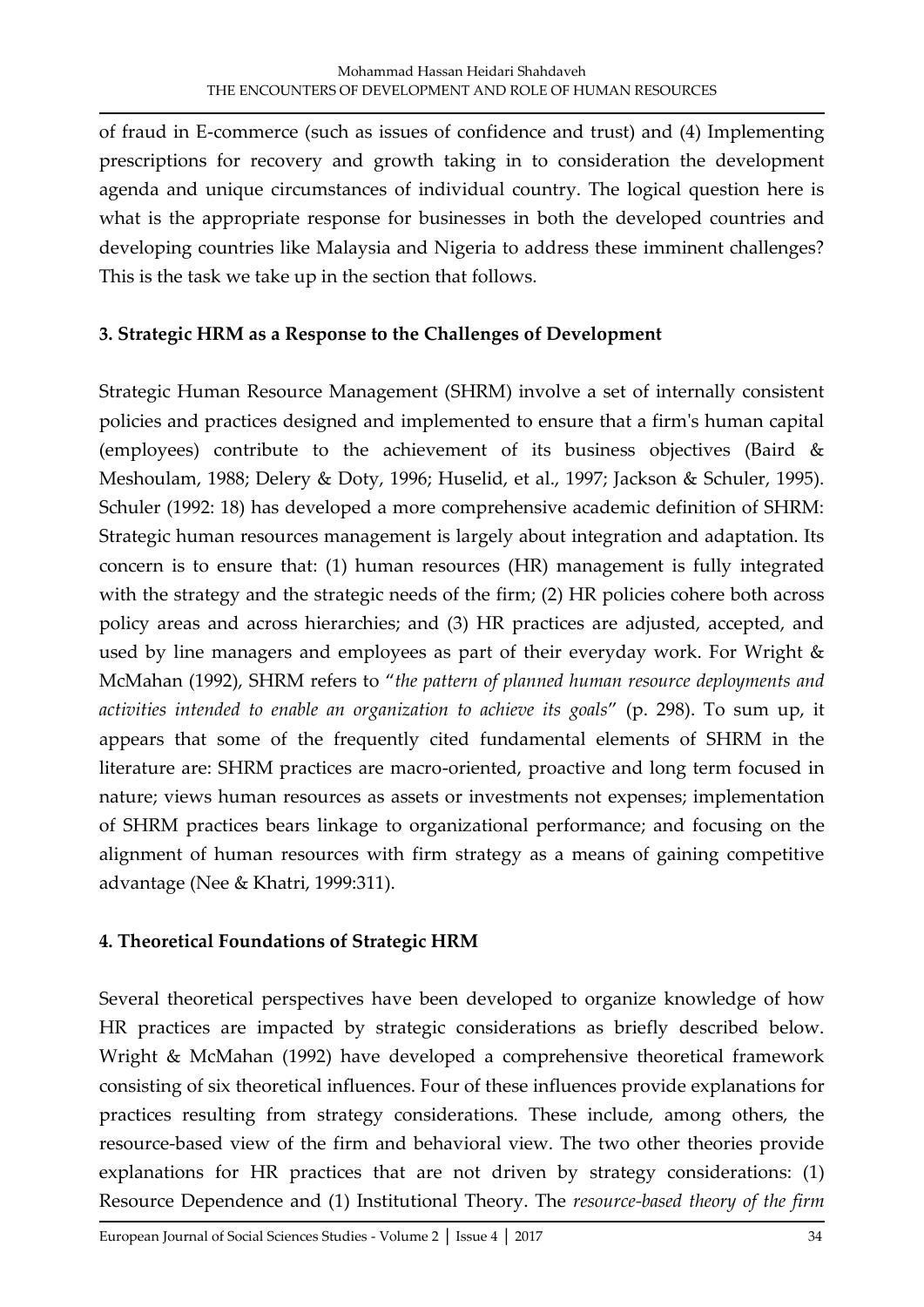of fraud in E-commerce (such as issues of confidence and trust) and (4) Implementing prescriptions for recovery and growth taking in to consideration the development agenda and unique circumstances of individual country. The logical question here is what is the appropriate response for businesses in both the developed countries and developing countries like Malaysia and Nigeria to address these imminent challenges? This is the task we take up in the section that follows.

## 3. Strategic HRM as a Response to the Challenges of Development

Strategic Human Resource Management (SHRM) involve a set of internally consistent policies and practices designed and implemented to ensure that a firm's human capital (employees) contribute to the achievement of its business objectives (Baird & Meshoulam, 1988; Delery & Doty, 1996; Huselid, et al., 1997; Jackson & Schuler, 1995). Schuler (1992: 18) has developed a more comprehensive academic definition of SHRM: Strategic human resources management is largely about integration and adaptation. Its concern is to ensure that: (1) human resources (HR) management is fully integrated with the strategy and the strategic needs of the firm; (2) HR policies cohere both across policy areas and across hierarchies; and (3) HR practices are adjusted, accepted, and used by line managers and employees as part of their everyday work. For Wright & McMahan (1992), SHRM refers to "*the pattern of planned human resource deployments and activities intended to enable an organization to achieve its goals*" (p. 298). To sum up, it appears that some of the frequently cited fundamental elements of SHRM in the literature are: SHRM practices are macro-oriented, proactive and long term focused in nature; views human resources as assets or investments not expenses; implementation of SHRM practices bears linkage to organizational performance; and focusing on the alignment of human resources with firm strategy as a means of gaining competitive advantage (Nee & Khatri, 1999:311).

## 4. Theoretical Foundations of Strategic HRM

Several theoretical perspectives have been developed to organize knowledge of how HR practices are impacted by strategic considerations as briefly described below. Wright & McMahan (1992) have developed a comprehensive theoretical framework consisting of six theoretical influences. Four of these influences provide explanations for practices resulting from strategy considerations. These include, among others, the resource-based view of the firm and behavioral view. The two other theories provide explanations for HR practices that are not driven by strategy considerations: (1) Resource Dependence and (1) Institutional Theory. The *resource-based theory of the firm*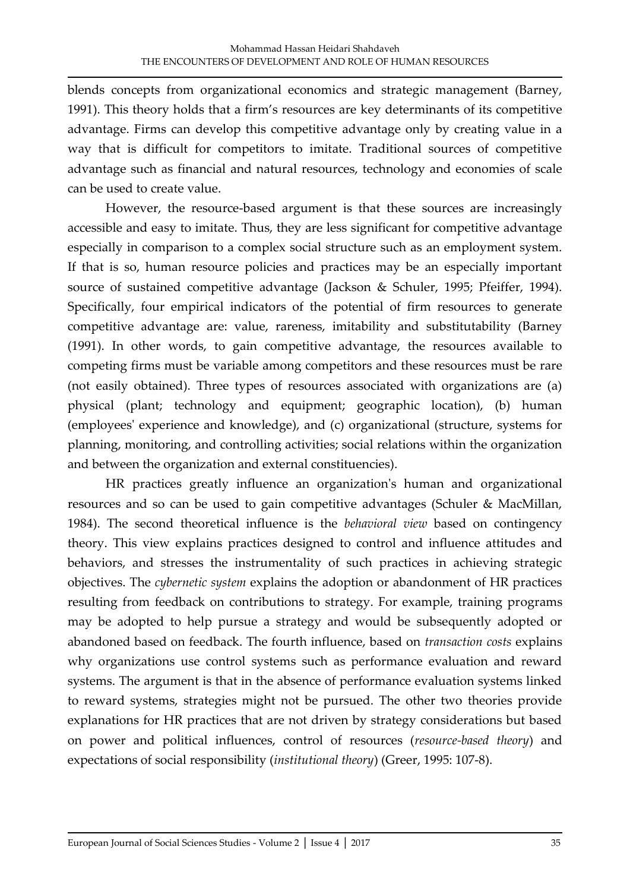blends concepts from organizational economics and strategic management (Barney, 1991). This theory holds that a firm's resources are key determinants of its competitive advantage. Firms can develop this competitive advantage only by creating value in a way that is difficult for competitors to imitate. Traditional sources of competitive advantage such as financial and natural resources, technology and economies of scale can be used to create value.

However, the resource-based argument is that these sources are increasingly accessible and easy to imitate. Thus, they are less significant for competitive advantage especially in comparison to a complex social structure such as an employment system. If that is so, human resource policies and practices may be an especially important source of sustained competitive advantage (Jackson & Schuler, 1995; Pfeiffer, 1994). Specifically, four empirical indicators of the potential of firm resources to generate competitive advantage are: value, rareness, imitability and substitutability (Barney (1991). In other words, to gain competitive advantage, the resources available to competing firms must be variable among competitors and these resources must be rare (not easily obtained). Three types of resources associated with organizations are (a) physical (plant; technology and equipment; geographic location), (b) human (employees' experience and knowledge), and (c) organizational (structure, systems for planning, monitoring, and controlling activities; social relations within the organization and between the organization and external constituencies).

HR practices greatly influence an organization's human and organizational resources and so can be used to gain competitive advantages (Schuler & MacMillan, 1984). The second theoretical influence is the *behavioral view* based on contingency theory. This view explains practices designed to control and influence attitudes and behaviors, and stresses the instrumentality of such practices in achieving strategic objectives. The *cybernetic system* explains the adoption or abandonment of HR practices resulting from feedback on contributions to strategy. For example, training programs may be adopted to help pursue a strategy and would be subsequently adopted or abandoned based on feedback. The fourth influence, based on *transaction costs* explains why organizations use control systems such as performance evaluation and reward systems. The argument is that in the absence of performance evaluation systems linked to reward systems, strategies might not be pursued. The other two theories provide explanations for HR practices that are not driven by strategy considerations but based on power and political influences, control of resources (*resource-based theory*) and expectations of social responsibility (*institutional theory*) (Greer, 1995: 107-8).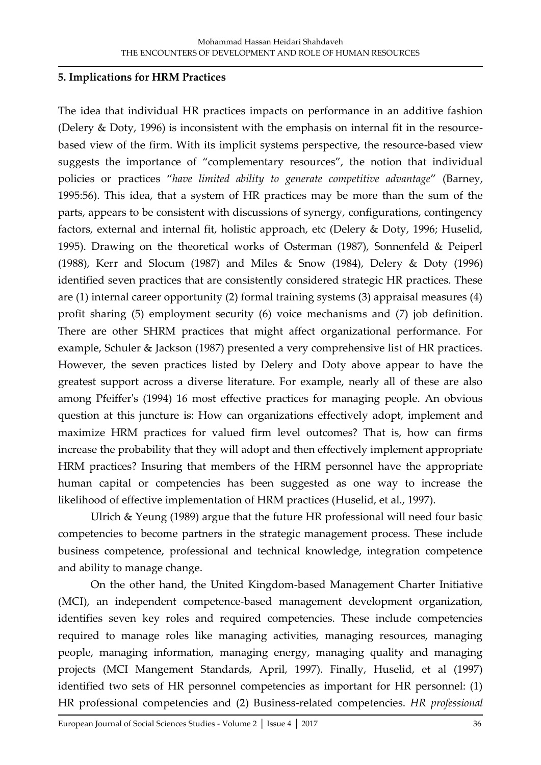## 5. Implications for HRM Practices

The idea that individual HR practices impacts on performance in an additive fashion (Delery & Doty, 1996) is inconsistent with the emphasis on internal fit in the resource-based view of the firm. With its implicit systems perspective, the resource-based view suggests the importance of "complementary resources", the notion that individual policies or practices "*have limited ability to generate competitive advantage*" (Barney, 1995:56). This idea, that a system of HR practices may be more than the sum of the parts, appears to be consistent with discussions of synergy, configurations, contingency factors, external and internal fit, holistic approach, etc (Delery & Doty, 1996; Huselid, 1995). Drawing on the theoretical works of Osterman (1987), Sonnenfeld & Peiperl (1988), Kerr and Slocum (1987) and Miles & Snow (1984), Delery & Doty (1996) identified seven practices that are consistently considered strategic HR practices. These are (1) internal career opportunity (2) formal training systems (3) appraisal measures (4) profit sharing (5) employment security (6) voice mechanisms and (7) job definition. There are other SHRM practices that might affect organizational performance. For example, Schuler & Jackson (1987) presented a very comprehensive list of HR practices. However, the seven practices listed by Delery and Doty above appear to have the greatest support across a diverse literature. For example, nearly all of these are also among Pfeiffer's (1994) 16 most effective practices for managing people. An obvious question at this juncture is: How can organizations effectively adopt, implement and maximize HRM practices for valued firm level outcomes? That is, how can firms increase the probability that they will adopt and then effectively implement appropriate HRM practices? Insuring that members of the HRM personnel have the appropriate human capital or competencies has been suggested as one way to increase the likelihood of effective implementation of HRM practices (Huselid, et al., 1997).

Ulrich & Yeung (1989) argue that the future HR professional will need four basic competencies to become partners in the strategic management process. These include business competence, professional and technical knowledge, integration competence and ability to manage change.

On the other hand, the United Kingdom-based Management Charter Initiative (MCI), an independent competence-based management development organization, identifies seven key roles and required competencies. These include competencies required to manage roles like managing activities, managing resources, managing people, managing information, managing energy, managing quality and managing projects (MCI Mangement Standards, April, 1997). Finally, Huselid, et al (1997) identified two sets of HR personnel competencies as important for HR personnel: (1) HR professional competencies and (2) Business-related competencies. *HR professional*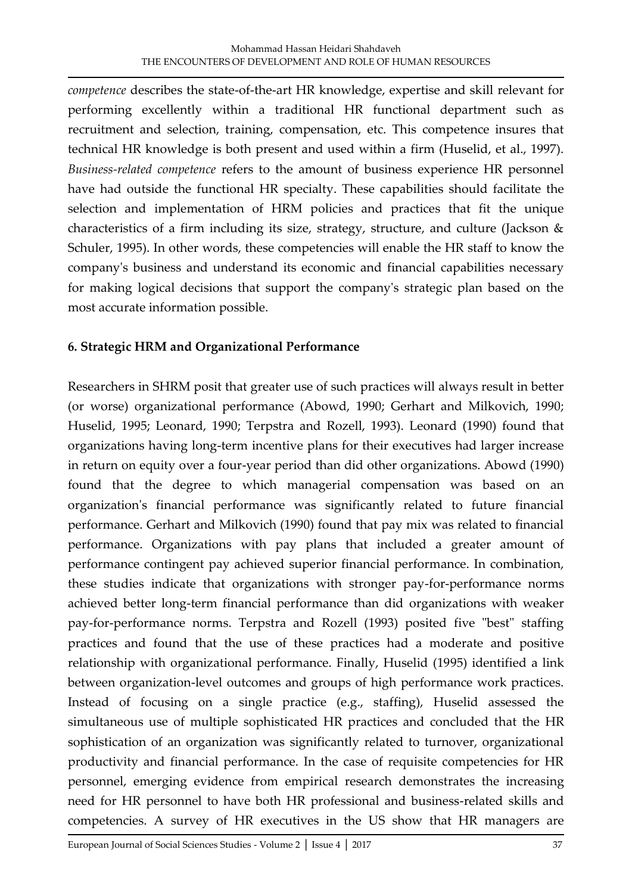*competence* describes the state-of-the-art HR knowledge, expertise and skill relevant for performing excellently within a traditional HR functional department such as recruitment and selection, training, compensation, etc. This competence insures that technical HR knowledge is both present and used within a firm (Huselid, et al., 1997). *Business-related competence* refers to the amount of business experience HR personnel have had outside the functional HR specialty. These capabilities should facilitate the selection and implementation of HRM policies and practices that fit the unique characteristics of a firm including its size, strategy, structure, and culture (Jackson & Schuler, 1995). In other words, these competencies will enable the HR staff to know the company's business and understand its economic and financial capabilities necessary for making logical decisions that support the company's strategic plan based on the most accurate information possible.

## 6. Strategic HRM and Organizational Performance

Researchers in SHRM posit that greater use of such practices will always result in better (or worse) organizational performance (Abowd, 1990; Gerhart and Milkovich, 1990; Huselid, 1995; Leonard, 1990; Terpstra and Rozell, 1993). Leonard (1990) found that organizations having long-term incentive plans for their executives had larger increase in return on equity over a four-year period than did other organizations. Abowd (1990) found that the degree to which managerial compensation was based on an organization's financial performance was significantly related to future financial performance. Gerhart and Milkovich (1990) found that pay mix was related to financial performance. Organizations with pay plans that included a greater amount of performance contingent pay achieved superior financial performance. In combination, these studies indicate that organizations with stronger pay-for-performance norms achieved better long-term financial performance than did organizations with weaker pay-for-performance norms. Terpstra and Rozell (1993) posited five "best" staffing practices and found that the use of these practices had a moderate and positive relationship with organizational performance. Finally, Huselid (1995) identified a link between organization-level outcomes and groups of high performance work practices. Instead of focusing on a single practice (e.g., staffing), Huselid assessed the simultaneous use of multiple sophisticated HR practices and concluded that the HR sophistication of an organization was significantly related to turnover, organizational productivity and financial performance. In the case of requisite competencies for HR personnel, emerging evidence from empirical research demonstrates the increasing need for HR personnel to have both HR professional and business-related skills and competencies. A survey of HR executives in the US show that HR managers are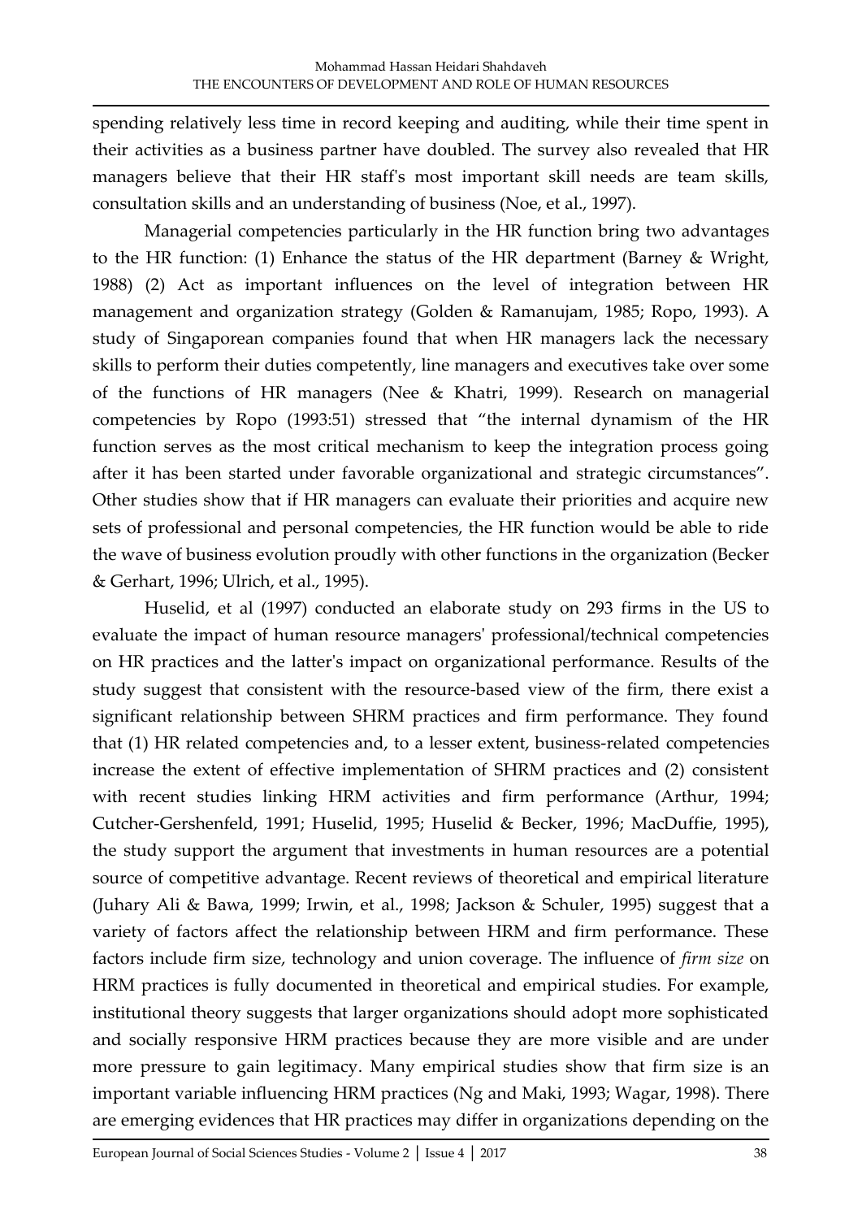spending relatively less time in record keeping and auditing, while their time spent in their activities as a business partner have doubled. The survey also revealed that HR managers believe that their HR staff's most important skill needs are team skills, consultation skills and an understanding of business (Noe, et al., 1997).

Managerial competencies particularly in the HR function bring two advantages to the HR function: (1) Enhance the status of the HR department (Barney & Wright, 1988) (2) Act as important influences on the level of integration between HR management and organization strategy (Golden & Ramanujam, 1985; Ropo, 1993). A study of Singaporean companies found that when HR managers lack the necessary skills to perform their duties competently, line managers and executives take over some of the functions of HR managers (Nee & Khatri, 1999). Research on managerial competencies by Ropo (1993:51) stressed that "the internal dynamism of the HR function serves as the most critical mechanism to keep the integration process going after it has been started under favorable organizational and strategic circumstances". Other studies show that if HR managers can evaluate their priorities and acquire new sets of professional and personal competencies, the HR function would be able to ride the wave of business evolution proudly with other functions in the organization (Becker & Gerhart, 1996; Ulrich, et al., 1995).

Huselid, et al (1997) conducted an elaborate study on 293 firms in the US to evaluate the impact of human resource managers' professional/technical competencies on HR practices and the latter's impact on organizational performance. Results of the study suggest that consistent with the resource-based view of the firm, there exist a significant relationship between SHRM practices and firm performance. They found that (1) HR related competencies and, to a lesser extent, business-related competencies increase the extent of effective implementation of SHRM practices and (2) consistent with recent studies linking HRM activities and firm performance (Arthur, 1994; Cutcher-Gershenfeld, 1991; Huselid, 1995; Huselid & Becker, 1996; MacDuffie, 1995), the study support the argument that investments in human resources are a potential source of competitive advantage. Recent reviews of theoretical and empirical literature (Juhary Ali & Bawa, 1999; Irwin, et al., 1998; Jackson & Schuler, 1995) suggest that a variety of factors affect the relationship between HRM and firm performance. These factors include firm size, technology and union coverage. The influence of *firm size* on HRM practices is fully documented in theoretical and empirical studies. For example, institutional theory suggests that larger organizations should adopt more sophisticated and socially responsive HRM practices because they are more visible and are under more pressure to gain legitimacy. Many empirical studies show that firm size is an important variable influencing HRM practices (Ng and Maki, 1993; Wagar, 1998). There are emerging evidences that HR practices may differ in organizations depending on the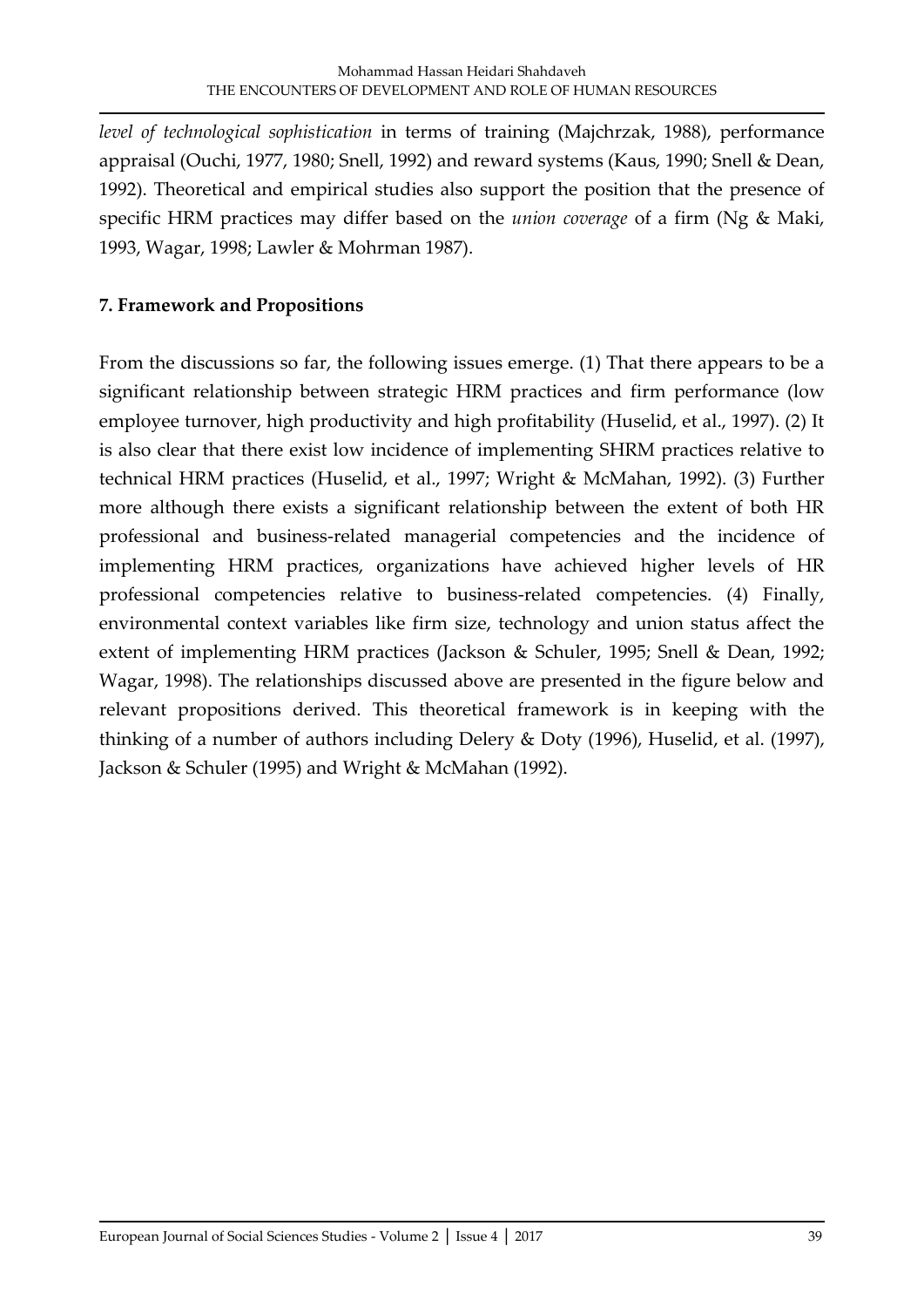*level of technological sophistication* in terms of training (Majchrzak, 1988), performance appraisal (Ouchi, 1977, 1980; Snell, 1992) and reward systems (Kaus, 1990; Snell & Dean, 1992). Theoretical and empirical studies also support the position that the presence of specific HRM practices may differ based on the *union coverage* of a firm (Ng & Maki, 1993, Wagar, 1998; Lawler & Mohrman 1987).

## 7. Framework and Propositions

From the discussions so far, the following issues emerge. (1) That there appears to be a significant relationship between strategic HRM practices and firm performance (low employee turnover, high productivity and high profitability (Huselid, et al., 1997). (2) It is also clear that there exist low incidence of implementing SHRM practices relative to technical HRM practices (Huselid, et al., 1997; Wright & McMahan, 1992). (3) Further more although there exists a significant relationship between the extent of both HR professional and business-related managerial competencies and the incidence of implementing HRM practices, organizations have achieved higher levels of HR professional competencies relative to business-related competencies. (4) Finally, environmental context variables like firm size, technology and union status affect the extent of implementing HRM practices (Jackson & Schuler, 1995; Snell & Dean, 1992; Wagar, 1998). The relationships discussed above are presented in the figure below and relevant propositions derived. This theoretical framework is in keeping with the thinking of a number of authors including Delery & Doty (1996), Huselid, et al. (1997), Jackson & Schuler (1995) and Wright & McMahan (1992).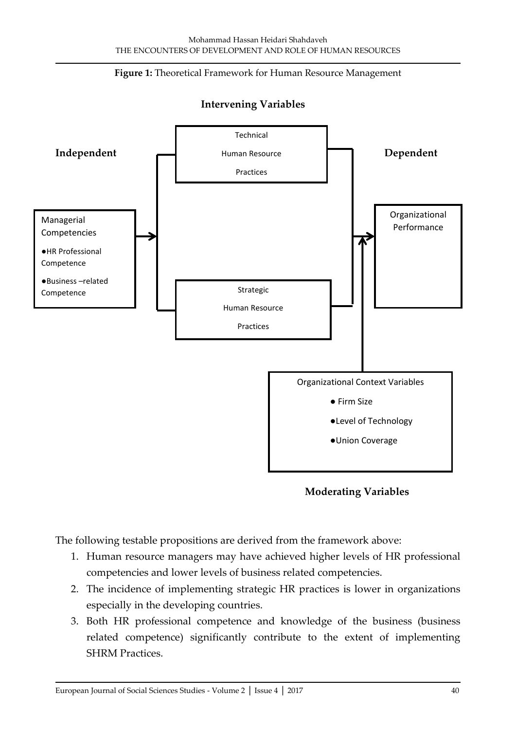**Figure 1:** Theoretical Framework for Human Resource Management

**Intervening Variables**

**Independent**

Managerial Competencies
- HR Professional Competence
- Business –related Competence

Technical Human Resource Practices

Strategic Human Resource Practices

**Dependent**

Organizational Performance

Organizational Context Variables
- Firm Size
- Level of Technology
- Union Coverage

**Moderating Variables**

The following testable propositions are derived from the framework above:

1. Human resource managers may have achieved higher levels of HR professional competencies and lower levels of business related competencies.
2. The incidence of implementing strategic HR practices is lower in organizations especially in the developing countries.
3. Both HR professional competence and knowledge of the business (business related competence) significantly contribute to the extent of implementing SHRM Practices.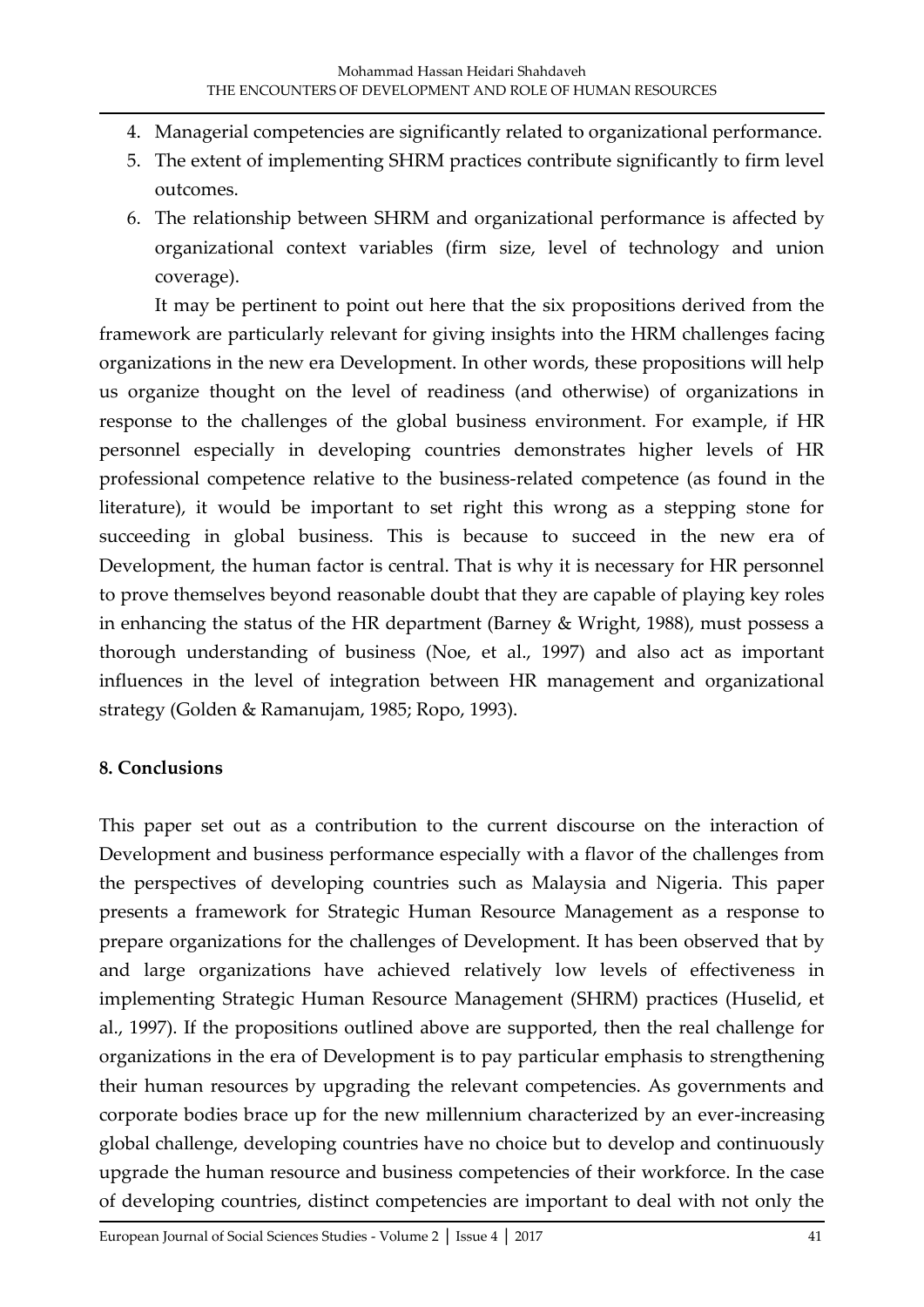4. Managerial competencies are significantly related to organizational performance.
5. The extent of implementing SHRM practices contribute significantly to firm level outcomes.
6. The relationship between SHRM and organizational performance is affected by organizational context variables (firm size, level of technology and union coverage).

It may be pertinent to point out here that the six propositions derived from the framework are particularly relevant for giving insights into the HRM challenges facing organizations in the new era Development. In other words, these propositions will help us organize thought on the level of readiness (and otherwise) of organizations in response to the challenges of the global business environment. For example, if HR personnel especially in developing countries demonstrates higher levels of HR professional competence relative to the business-related competence (as found in the literature), it would be important to set right this wrong as a stepping stone for succeeding in global business. This is because to succeed in the new era of Development, the human factor is central. That is why it is necessary for HR personnel to prove themselves beyond reasonable doubt that they are capable of playing key roles in enhancing the status of the HR department (Barney & Wright, 1988), must possess a thorough understanding of business (Noe, et al., 1997) and also act as important influences in the level of integration between HR management and organizational strategy (Golden & Ramanujam, 1985; Ropo, 1993).

## 8. Conclusions

This paper set out as a contribution to the current discourse on the interaction of Development and business performance especially with a flavor of the challenges from the perspectives of developing countries such as Malaysia and Nigeria. This paper presents a framework for Strategic Human Resource Management as a response to prepare organizations for the challenges of Development. It has been observed that by and large organizations have achieved relatively low levels of effectiveness in implementing Strategic Human Resource Management (SHRM) practices (Huselid, et al., 1997). If the propositions outlined above are supported, then the real challenge for organizations in the era of Development is to pay particular emphasis to strengthening their human resources by upgrading the relevant competencies. As governments and corporate bodies brace up for the new millennium characterized by an ever-increasing global challenge, developing countries have no choice but to develop and continuously upgrade the human resource and business competencies of their workforce. In the case of developing countries, distinct competencies are important to deal with not only the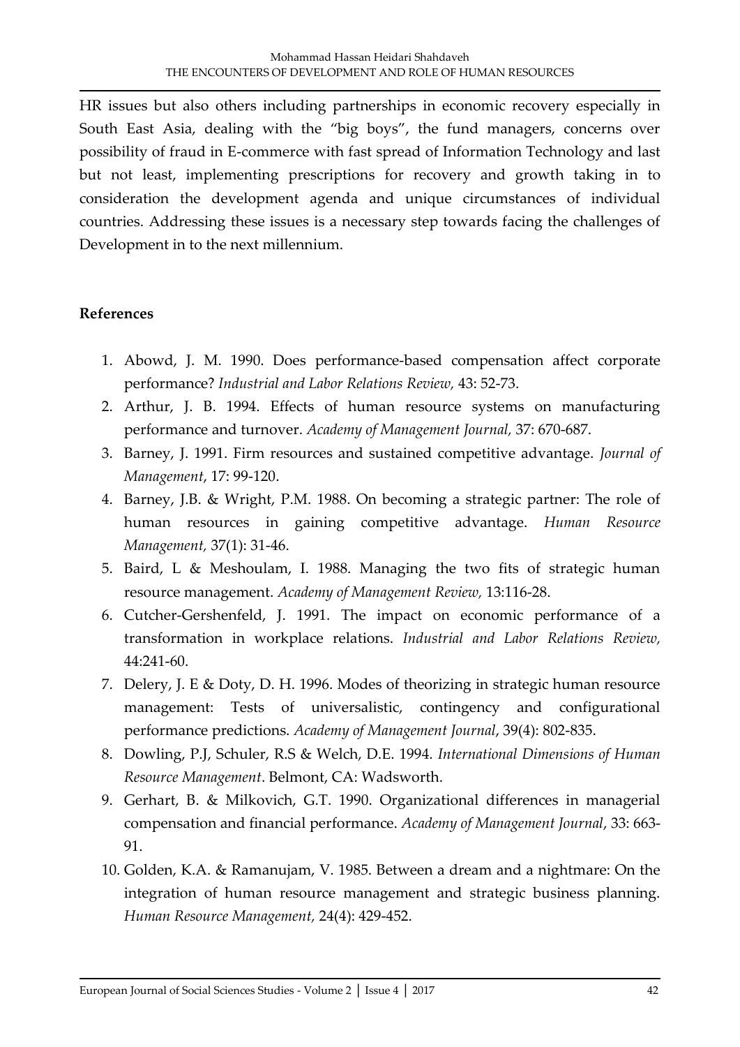HR issues but also others including partnerships in economic recovery especially in South East Asia, dealing with the "big boys", the fund managers, concerns over possibility of fraud in E-commerce with fast spread of Information Technology and last but not least, implementing prescriptions for recovery and growth taking in to consideration the development agenda and unique circumstances of individual countries. Addressing these issues is a necessary step towards facing the challenges of Development in to the next millennium.

## References

1. Abowd, J. M. 1990. Does performance-based compensation affect corporate performance? *Industrial and Labor Relations Review,* 43: 52-73.
2. Arthur, J. B. 1994. Effects of human resource systems on manufacturing performance and turnover. *Academy of Management Journal,* 37: 670-687.
3. Barney, J. 1991. Firm resources and sustained competitive advantage. *Journal of Management*, 17: 99-120.
4. Barney, J.B. & Wright, P.M. 1988. On becoming a strategic partner: The role of human resources in gaining competitive advantage. *Human Resource Management,* 37(1): 31-46.
5. Baird, L & Meshoulam, I. 1988. Managing the two fits of strategic human resource management. *Academy of Management Review,* 13:116-28.
6. Cutcher-Gershenfeld, J. 1991. The impact on economic performance of a transformation in workplace relations. *Industrial and Labor Relations Review,* 44:241-60.
7. Delery, J. E & Doty, D. H. 1996. Modes of theorizing in strategic human resource management: Tests of universalistic, contingency and configurational performance predictions. *Academy of Management Journal*, 39(4): 802-835.
8. Dowling, P.J, Schuler, R.S & Welch, D.E. 1994. *International Dimensions of Human Resource Management*. Belmont, CA: Wadsworth.
9. Gerhart, B. & Milkovich, G.T. 1990. Organizational differences in managerial compensation and financial performance. *Academy of Management Journal*, 33: 663-91.
10. Golden, K.A. & Ramanujam, V. 1985. Between a dream and a nightmare: On the integration of human resource management and strategic business planning. *Human Resource Management,* 24(4): 429-452.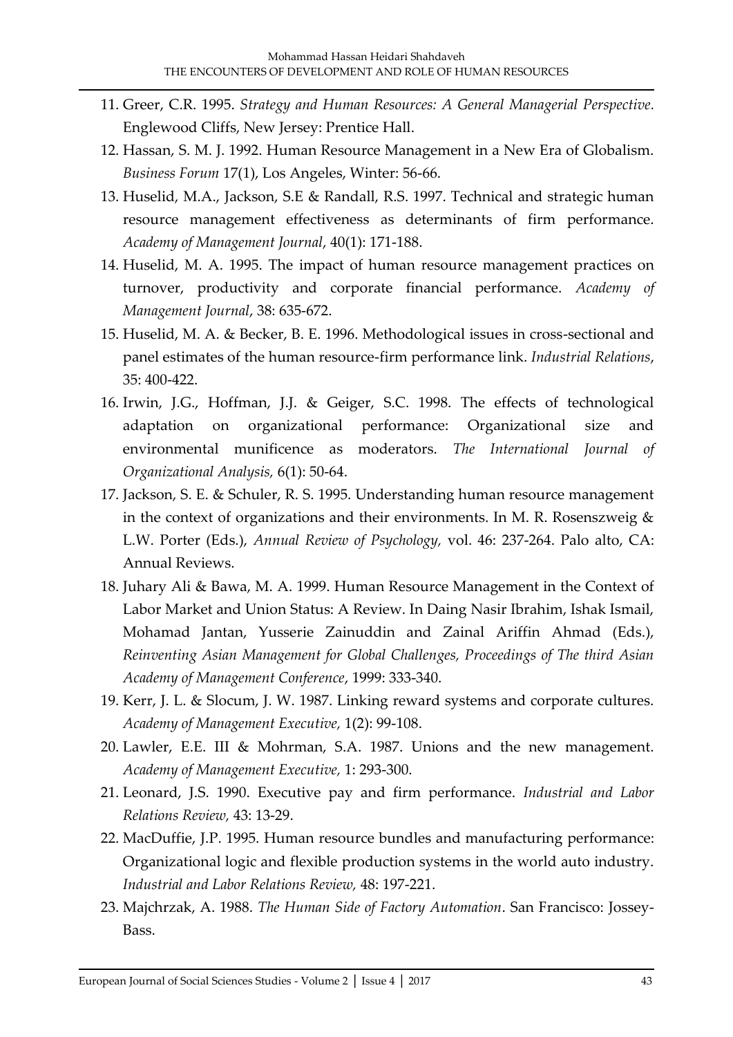11. Greer, C.R. 1995. *Strategy and Human Resources: A General Managerial Perspective.* Englewood Cliffs, New Jersey: Prentice Hall.
12. Hassan, S. M. J. 1992. Human Resource Management in a New Era of Globalism. *Business Forum* 17(1), Los Angeles, Winter: 56-66.
13. Huselid, M.A., Jackson, S.E & Randall, R.S. 1997. Technical and strategic human resource management effectiveness as determinants of firm performance. *Academy of Management Journal*, 40(1): 171-188.
14. Huselid, M. A. 1995. The impact of human resource management practices on turnover, productivity and corporate financial performance. *Academy of Management Journal*, 38: 635-672.
15. Huselid, M. A. & Becker, B. E. 1996. Methodological issues in cross-sectional and panel estimates of the human resource-firm performance link. *Industrial Relations*, 35: 400-422.
16. Irwin, J.G., Hoffman, J.J. & Geiger, S.C. 1998. The effects of technological adaptation on organizational performance: Organizational size and environmental munificence as moderators. *The International Journal of Organizational Analysis,* 6(1): 50-64.
17. Jackson, S. E. & Schuler, R. S. 1995. Understanding human resource management in the context of organizations and their environments. In M. R. Rosenszweig & L.W. Porter (Eds.), *Annual Review of Psychology,* vol. 46: 237-264. Palo alto, CA: Annual Reviews.
18. Juhary Ali & Bawa, M. A. 1999. Human Resource Management in the Context of Labor Market and Union Status: A Review. In Daing Nasir Ibrahim, Ishak Ismail, Mohamad Jantan, Yusserie Zainuddin and Zainal Ariffin Ahmad (Eds.), *Reinventing Asian Management for Global Challenges, Proceedings of The third Asian Academy of Management Conference*, 1999: 333-340.
19. Kerr, J. L. & Slocum, J. W. 1987. Linking reward systems and corporate cultures. *Academy of Management Executive,* 1(2): 99-108.
20. Lawler, E.E. III & Mohrman, S.A. 1987. Unions and the new management. *Academy of Management Executive,* 1: 293-300.
21. Leonard, J.S. 1990. Executive pay and firm performance. *Industrial and Labor Relations Review,* 43: 13-29.
22. MacDuffie, J.P. 1995. Human resource bundles and manufacturing performance: Organizational logic and flexible production systems in the world auto industry. *Industrial and Labor Relations Review,* 48: 197-221.
23. Majchrzak, A. 1988. *The Human Side of Factory Automation*. San Francisco: Jossey-Bass.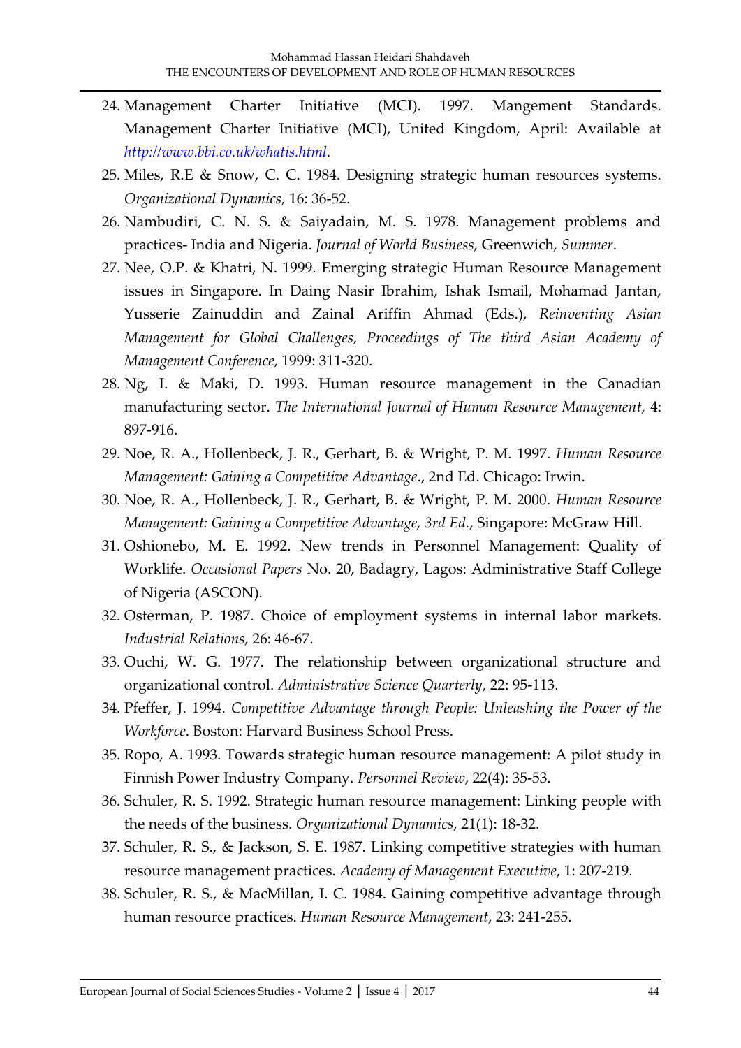24. Management Charter Initiative (MCI). 1997. Mangement Standards. Management Charter Initiative (MCI), United Kingdom, April: Available at *[http://www.bbi.co.uk/whatis.html](http://www.bbi.co.uk/whatis.html)*.
25. Miles, R.E & Snow, C. C. 1984. Designing strategic human resources systems. *Organizational Dynamics,* 16: 36-52.
26. Nambudiri, C. N. S. & Saiyadain, M. S. 1978. Management problems and practices- India and Nigeria. *Journal of World Business,* Greenwich*, Summer*.
27. Nee, O.P. & Khatri, N. 1999. Emerging strategic Human Resource Management issues in Singapore. In Daing Nasir Ibrahim, Ishak Ismail, Mohamad Jantan, Yusserie Zainuddin and Zainal Ariffin Ahmad (Eds.), *Reinventing Asian Management for Global Challenges, Proceedings of The third Asian Academy of Management Conference*, 1999: 311-320.
28. Ng, I. & Maki, D. 1993. Human resource management in the Canadian manufacturing sector. *The International Journal of Human Resource Management,* 4: 897-916.
29. Noe, R. A., Hollenbeck, J. R., Gerhart, B. & Wright, P. M. 1997. *Human Resource Management: Gaining a Competitive Advantage*., 2nd Ed. Chicago: Irwin.
30. Noe, R. A., Hollenbeck, J. R., Gerhart, B. & Wright, P. M. 2000. *Human Resource Management: Gaining a Competitive Advantage, 3rd Ed.*, Singapore: McGraw Hill.
31. Oshionebo, M. E. 1992. New trends in Personnel Management: Quality of Worklife. *Occasional Papers* No. 20, Badagry, Lagos: Administrative Staff College of Nigeria (ASCON).
32. Osterman, P. 1987. Choice of employment systems in internal labor markets. *Industrial Relations,* 26: 46-67.
33. Ouchi, W. G. 1977. The relationship between organizational structure and organizational control. *Administrative Science Quarterly*, 22: 95-113.
34. Pfeffer, J. 1994. *Competitive Advantage through People: Unleashing the Power of the Workforce*. Boston: Harvard Business School Press.
35. Ropo, A. 1993. Towards strategic human resource management: A pilot study in Finnish Power Industry Company. *Personnel Review*, 22(4): 35-53.
36. Schuler, R. S. 1992. Strategic human resource management: Linking people with the needs of the business. *Organizational Dynamics*, 21(1): 18-32.
37. Schuler, R. S., & Jackson, S. E. 1987. Linking competitive strategies with human resource management practices. *Academy of Management Executive*, 1: 207-219.
38. Schuler, R. S., & MacMillan, I. C. 1984. Gaining competitive advantage through human resource practices. *Human Resource Management*, 23: 241-255.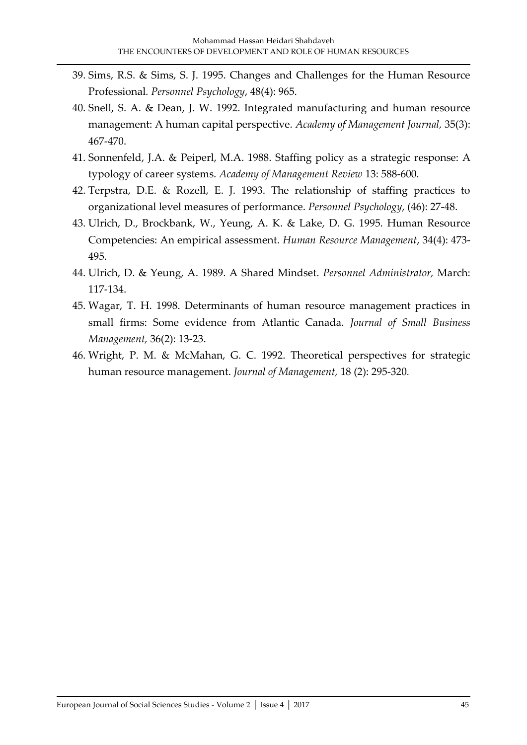39. Sims, R.S. & Sims, S. J. 1995. Changes and Challenges for the Human Resource Professional. *Personnel Psychology*, 48(4): 965.
40. Snell, S. A. & Dean, J. W. 1992. Integrated manufacturing and human resource management: A human capital perspective. *Academy of Management Journal*, 35(3): 467-470.
41. Sonnenfeld, J.A. & Peiperl, M.A. 1988. Staffing policy as a strategic response: A typology of career systems. *Academy of Management Review* 13: 588-600.
42. Terpstra, D.E. & Rozell, E. J. 1993. The relationship of staffing practices to organizational level measures of performance. *Personnel Psychology*, (46): 27-48.
43. Ulrich, D., Brockbank, W., Yeung, A. K. & Lake, D. G. 1995. Human Resource Competencies: An empirical assessment. *Human Resource Management*, 34(4): 473-495.
44. Ulrich, D. & Yeung, A. 1989. A Shared Mindset. *Personnel Administrator,* March: 117-134.
45. Wagar, T. H. 1998. Determinants of human resource management practices in small firms: Some evidence from Atlantic Canada. *Journal of Small Business Management*, 36(2): 13-23.
46. Wright, P. M. & McMahan, G. C. 1992. Theoretical perspectives for strategic human resource management. *Journal of Management,* 18 (2): 295-320.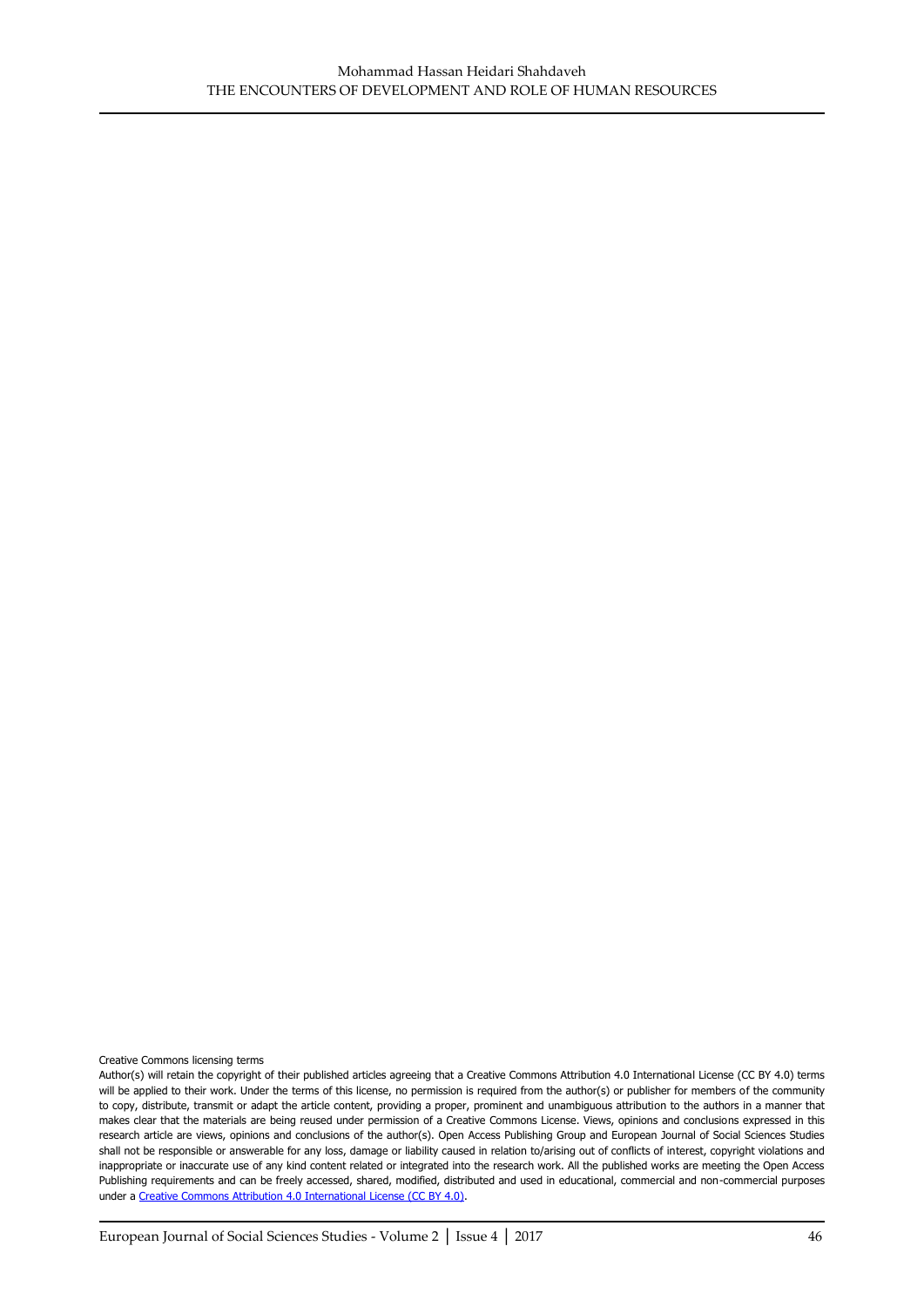Creative Commons licensing terms

Author(s) will retain the copyright of their published articles agreeing that a Creative Commons Attribution 4.0 International License (CC BY 4.0) terms will be applied to their work. Under the terms of this license, no permission is required from the author(s) or publisher for members of the community to copy, distribute, transmit or adapt the article content, providing a proper, prominent and unambiguous attribution to the authors in a manner that makes clear that the materials are being reused under permission of a Creative Commons License. Views, opinions and conclusions expressed in this research article are views, opinions and conclusions of the author(s). Open Access Publishing Group and European Journal of Social Sciences Studies shall not be responsible or answerable for any loss, damage or liability caused in relation to/arising out of conflicts of interest, copyright violations and inappropriate or inaccurate use of any kind content related or integrated into the research work. All the published works are meeting the Open Access Publishing requirements and can be freely accessed, shared, modified, distributed and used in educational, commercial and non-commercial purposes under a Creative Commons Attribution 4.0 International License (CC BY 4.0).